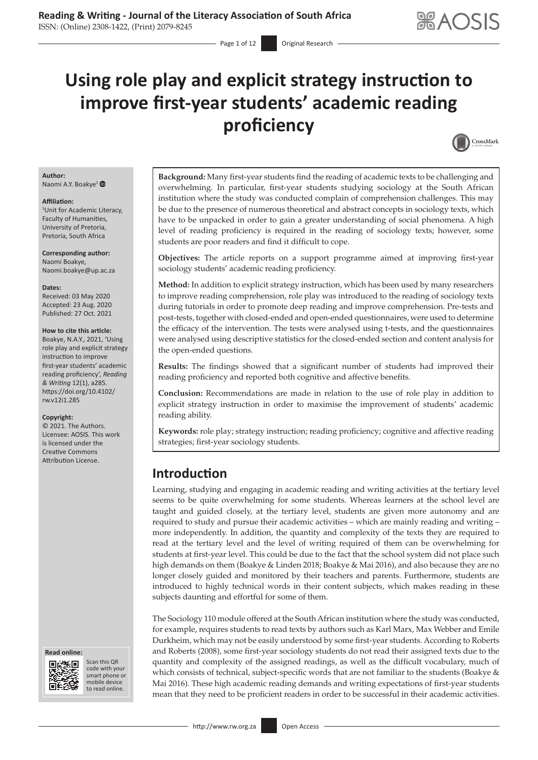# Using role play and explicit strategy instruction to improve first-year students' academic reading proficiency

**Author:**
Naomi A.Y. Boakye[1]

**Affiliation:**
[1]Unit for Academic Literacy, Faculty of Humanities, University of Pretoria, Pretoria, South Africa

**Corresponding author:**
Naomi Boakye,
Naomi.boakye@up.ac.za

**Dates:**
Received: 03 May 2020
Accepted: 23 Aug. 2020
Published: 27 Oct. 2021

**How to cite this article:**
Boakye, N.A.Y., 2021, 'Using role play and explicit strategy instruction to improve first-year students' academic reading proficiency', *Reading & Writing* 12(1), a285. https://doi.org/10.4102/rw.v12i1.285

**Copyright:**
© 2021. The Authors. Licensee: AOSIS. This work is licensed under the Creative Commons Attribution License.

**Background:** Many first-year students find the reading of academic texts to be challenging and overwhelming. In particular, first-year students studying sociology at the South African institution where the study was conducted complain of comprehension challenges. This may be due to the presence of numerous theoretical and abstract concepts in sociology texts, which have to be unpacked in order to gain a greater understanding of social phenomena. A high level of reading proficiency is required in the reading of sociology texts; however, some students are poor readers and find it difficult to cope.

**Objectives:** The article reports on a support programme aimed at improving first-year sociology students' academic reading proficiency.

**Method:** In addition to explicit strategy instruction, which has been used by many researchers to improve reading comprehension, role play was introduced to the reading of sociology texts during tutorials in order to promote deep reading and improve comprehension. Pre-tests and post-tests, together with closed-ended and open-ended questionnaires, were used to determine the efficacy of the intervention. The tests were analysed using t-tests, and the questionnaires were analysed using descriptive statistics for the closed-ended section and content analysis for the open-ended questions.

**Results:** The findings showed that a significant number of students had improved their reading proficiency and reported both cognitive and affective benefits.

**Conclusion:** Recommendations are made in relation to the use of role play in addition to explicit strategy instruction in order to maximise the improvement of students' academic reading ability.

**Keywords:** role play; strategy instruction; reading proficiency; cognitive and affective reading strategies; first-year sociology students.

## Introduction

Learning, studying and engaging in academic reading and writing activities at the tertiary level seems to be quite overwhelming for some students. Whereas learners at the school level are taught and guided closely, at the tertiary level, students are given more autonomy and are required to study and pursue their academic activities – which are mainly reading and writing – more independently. In addition, the quantity and complexity of the texts they are required to read at the tertiary level and the level of writing required of them can be overwhelming for students at first-year level. This could be due to the fact that the school system did not place such high demands on them (Boakye & Linden 2018; Boakye & Mai 2016), and also because they are no longer closely guided and monitored by their teachers and parents. Furthermore, students are introduced to highly technical words in their content subjects, which makes reading in these subjects daunting and effortful for some of them.

The Sociology 110 module offered at the South African institution where the study was conducted, for example, requires students to read texts by authors such as Karl Marx, Max Webber and Emile Durkheim, which may not be easily understood by some first-year students. According to Roberts and Roberts (2008), some first-year sociology students do not read their assigned texts due to the quantity and complexity of the assigned readings, as well as the difficult vocabulary, much of which consists of technical, subject-specific words that are not familiar to the students (Boakye & Mai 2016). These high academic reading demands and writing expectations of first-year students mean that they need to be proficient readers in order to be successful in their academic activities.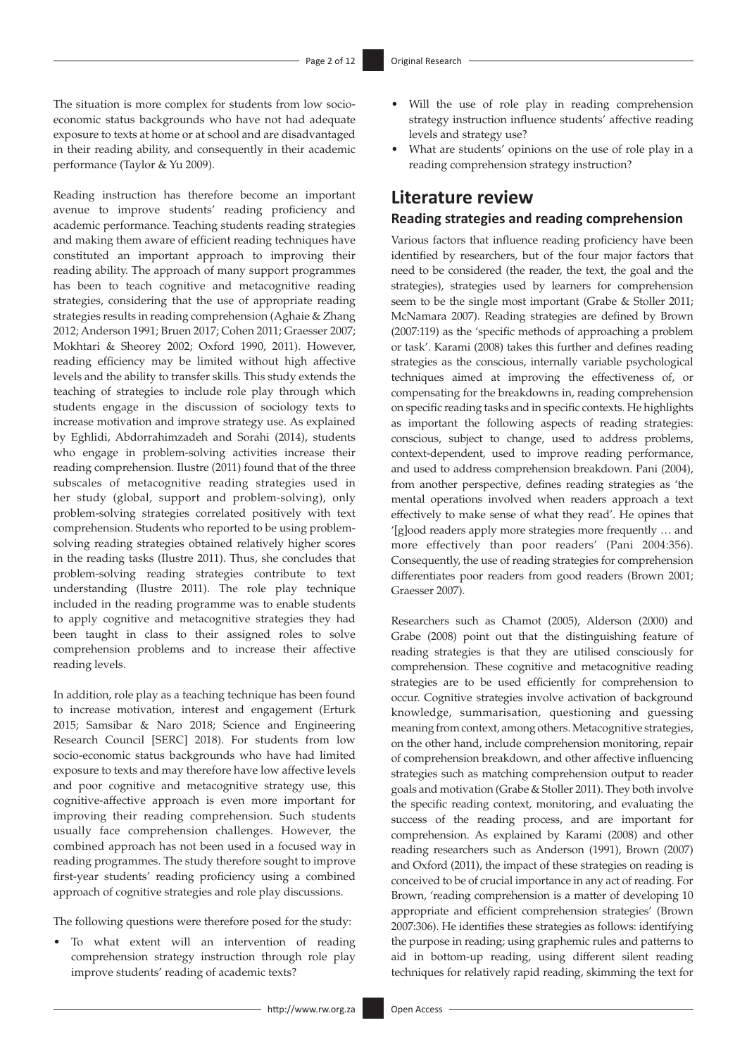The situation is more complex for students from low socio-economic status backgrounds who have not had adequate exposure to texts at home or at school and are disadvantaged in their reading ability, and consequently in their academic performance (Taylor & Yu 2009).

Reading instruction has therefore become an important avenue to improve students' reading proficiency and academic performance. Teaching students reading strategies and making them aware of efficient reading techniques have constituted an important approach to improving their reading ability. The approach of many support programmes has been to teach cognitive and metacognitive reading strategies, considering that the use of appropriate reading strategies results in reading comprehension (Aghaie & Zhang 2012; Anderson 1991; Bruen 2017; Cohen 2011; Graesser 2007; Mokhtari & Sheorey 2002; Oxford 1990, 2011). However, reading efficiency may be limited without high affective levels and the ability to transfer skills. This study extends the teaching of strategies to include role play through which students engage in the discussion of sociology texts to increase motivation and improve strategy use. As explained by Eghlidi, Abdorrahimzadeh and Sorahi (2014), students who engage in problem-solving activities increase their reading comprehension. Ilustre (2011) found that of the three subscales of metacognitive reading strategies used in her study (global, support and problem-solving), only problem-solving strategies correlated positively with text comprehension. Students who reported to be using problem-solving reading strategies obtained relatively higher scores in the reading tasks (Ilustre 2011). Thus, she concludes that problem-solving reading strategies contribute to text understanding (Ilustre 2011). The role play technique included in the reading programme was to enable students to apply cognitive and metacognitive strategies they had been taught in class to their assigned roles to solve comprehension problems and to increase their affective reading levels.

In addition, role play as a teaching technique has been found to increase motivation, interest and engagement (Erturk 2015; Samsibar & Naro 2018; Science and Engineering Research Council [SERC] 2018). For students from low socio-economic status backgrounds who have had limited exposure to texts and may therefore have low affective levels and poor cognitive and metacognitive strategy use, this cognitive-affective approach is even more important for improving their reading comprehension. Such students usually face comprehension challenges. However, the combined approach has not been used in a focused way in reading programmes. The study therefore sought to improve first-year students' reading proficiency using a combined approach of cognitive strategies and role play discussions.

The following questions were therefore posed for the study:

- To what extent will an intervention of reading comprehension strategy instruction through role play improve students' reading of academic texts?
- Will the use of role play in reading comprehension strategy instruction influence students' affective reading levels and strategy use?
- What are students' opinions on the use of role play in a reading comprehension strategy instruction?

## Literature review

### Reading strategies and reading comprehension

Various factors that influence reading proficiency have been identified by researchers, but of the four major factors that need to be considered (the reader, the text, the goal and the strategies), strategies used by learners for comprehension seem to be the single most important (Grabe & Stoller 2011; McNamara 2007). Reading strategies are defined by Brown (2007:119) as the 'specific methods of approaching a problem or task'. Karami (2008) takes this further and defines reading strategies as the conscious, internally variable psychological techniques aimed at improving the effectiveness of, or compensating for the breakdowns in, reading comprehension on specific reading tasks and in specific contexts. He highlights as important the following aspects of reading strategies: conscious, subject to change, used to address problems, context-dependent, used to improve reading performance, and used to address comprehension breakdown. Pani (2004), from another perspective, defines reading strategies as 'the mental operations involved when readers approach a text effectively to make sense of what they read'. He opines that '[g]ood readers apply more strategies more frequently … and more effectively than poor readers' (Pani 2004:356). Consequently, the use of reading strategies for comprehension differentiates poor readers from good readers (Brown 2001; Graesser 2007).

Researchers such as Chamot (2005), Alderson (2000) and Grabe (2008) point out that the distinguishing feature of reading strategies is that they are utilised consciously for comprehension. These cognitive and metacognitive reading strategies are to be used efficiently for comprehension to occur. Cognitive strategies involve activation of background knowledge, summarisation, questioning and guessing meaning from context, among others. Metacognitive strategies, on the other hand, include comprehension monitoring, repair of comprehension breakdown, and other affective influencing strategies such as matching comprehension output to reader goals and motivation (Grabe & Stoller 2011). They both involve the specific reading context, monitoring, and evaluating the success of the reading process, and are important for comprehension. As explained by Karami (2008) and other reading researchers such as Anderson (1991), Brown (2007) and Oxford (2011), the impact of these strategies on reading is conceived to be of crucial importance in any act of reading. For Brown, 'reading comprehension is a matter of developing 10 appropriate and efficient comprehension strategies' (Brown 2007:306). He identifies these strategies as follows: identifying the purpose in reading; using graphemic rules and patterns to aid in bottom-up reading, using different silent reading techniques for relatively rapid reading, skimming the text for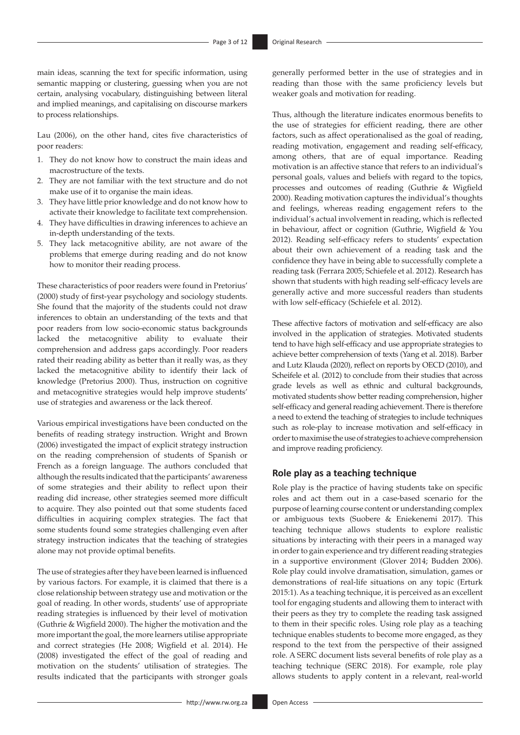main ideas, scanning the text for specific information, using semantic mapping or clustering, guessing when you are not certain, analysing vocabulary, distinguishing between literal and implied meanings, and capitalising on discourse markers to process relationships.

Lau (2006), on the other hand, cites five characteristics of poor readers:

1. They do not know how to construct the main ideas and macrostructure of the texts.
2. They are not familiar with the text structure and do not make use of it to organise the main ideas.
3. They have little prior knowledge and do not know how to activate their knowledge to facilitate text comprehension.
4. They have difficulties in drawing inferences to achieve an in-depth understanding of the texts.
5. They lack metacognitive ability, are not aware of the problems that emerge during reading and do not know how to monitor their reading process.

These characteristics of poor readers were found in Pretorius' (2000) study of first-year psychology and sociology students. She found that the majority of the students could not draw inferences to obtain an understanding of the texts and that poor readers from low socio-economic status backgrounds lacked the metacognitive ability to evaluate their comprehension and address gaps accordingly. Poor readers rated their reading ability as better than it really was, as they lacked the metacognitive ability to identify their lack of knowledge (Pretorius 2000). Thus, instruction on cognitive and metacognitive strategies would help improve students' use of strategies and awareness or the lack thereof.

Various empirical investigations have been conducted on the benefits of reading strategy instruction. Wright and Brown (2006) investigated the impact of explicit strategy instruction on the reading comprehension of students of Spanish or French as a foreign language. The authors concluded that although the results indicated that the participants' awareness of some strategies and their ability to reflect upon their reading did increase, other strategies seemed more difficult to acquire. They also pointed out that some students faced difficulties in acquiring complex strategies. The fact that some students found some strategies challenging even after strategy instruction indicates that the teaching of strategies alone may not provide optimal benefits.

The use of strategies after they have been learned is influenced by various factors. For example, it is claimed that there is a close relationship between strategy use and motivation or the goal of reading. In other words, students' use of appropriate reading strategies is influenced by their level of motivation (Guthrie & Wigfield 2000). The higher the motivation and the more important the goal, the more learners utilise appropriate and correct strategies (He 2008; Wigfield et al. 2014). He (2008) investigated the effect of the goal of reading and motivation on the students' utilisation of strategies. The results indicated that the participants with stronger goals generally performed better in the use of strategies and in reading than those with the same proficiency levels but weaker goals and motivation for reading.

Thus, although the literature indicates enormous benefits to the use of strategies for efficient reading, there are other factors, such as affect operationalised as the goal of reading, reading motivation, engagement and reading self-efficacy, among others, that are of equal importance. Reading motivation is an affective stance that refers to an individual's personal goals, values and beliefs with regard to the topics, processes and outcomes of reading (Guthrie & Wigfield 2000). Reading motivation captures the individual's thoughts and feelings, whereas reading engagement refers to the individual's actual involvement in reading, which is reflected in behaviour, affect or cognition (Guthrie, Wigfield & You 2012). Reading self-efficacy refers to students' expectation about their own achievement of a reading task and the confidence they have in being able to successfully complete a reading task (Ferrara 2005; Schiefele et al. 2012). Research has shown that students with high reading self-efficacy levels are generally active and more successful readers than students with low self-efficacy (Schiefele et al. 2012).

These affective factors of motivation and self-efficacy are also involved in the application of strategies. Motivated students tend to have high self-efficacy and use appropriate strategies to achieve better comprehension of texts (Yang et al. 2018). Barber and Lutz Klauda (2020), reflect on reports by OECD (2010), and Scheifele et al. (2012) to conclude from their studies that across grade levels as well as ethnic and cultural backgrounds, motivated students show better reading comprehension, higher self-efficacy and general reading achievement. There is therefore a need to extend the teaching of strategies to include techniques such as role-play to increase motivation and self-efficacy in order to maximise the use of strategies to achieve comprehension and improve reading proficiency.

## Role play as a teaching technique

Role play is the practice of having students take on specific roles and act them out in a case-based scenario for the purpose of learning course content or understanding complex or ambiguous texts (Suobere & Eniekenemi 2017). This teaching technique allows students to explore realistic situations by interacting with their peers in a managed way in order to gain experience and try different reading strategies in a supportive environment (Glover 2014; Budden 2006). Role play could involve dramatisation, simulation, games or demonstrations of real-life situations on any topic (Erturk 2015:1). As a teaching technique, it is perceived as an excellent tool for engaging students and allowing them to interact with their peers as they try to complete the reading task assigned to them in their specific roles. Using role play as a teaching technique enables students to become more engaged, as they respond to the text from the perspective of their assigned role. A SERC document lists several benefits of role play as a teaching technique (SERC 2018). For example, role play allows students to apply content in a relevant, real-world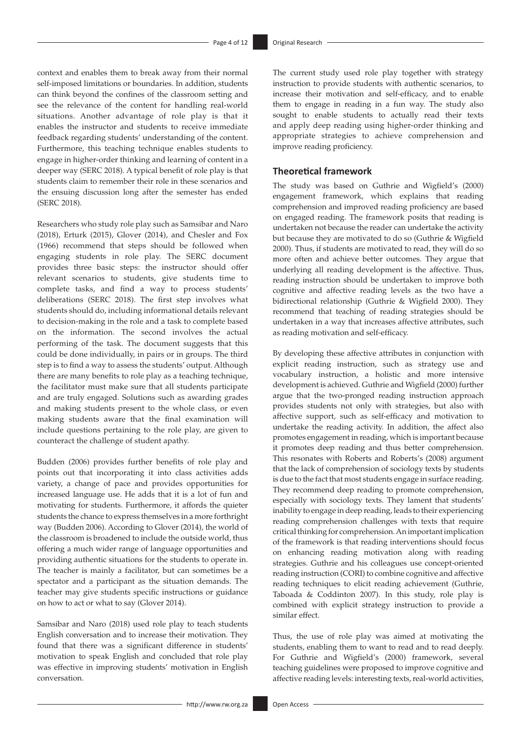context and enables them to break away from their normal self-imposed limitations or boundaries. In addition, students can think beyond the confines of the classroom setting and see the relevance of the content for handling real-world situations. Another advantage of role play is that it enables the instructor and students to receive immediate feedback regarding students' understanding of the content. Furthermore, this teaching technique enables students to engage in higher-order thinking and learning of content in a deeper way (SERC 2018). A typical benefit of role play is that students claim to remember their role in these scenarios and the ensuing discussion long after the semester has ended (SERC 2018).

Researchers who study role play such as Samsibar and Naro (2018), Erturk (2015), Glover (2014), and Chesler and Fox (1966) recommend that steps should be followed when engaging students in role play. The SERC document provides three basic steps: the instructor should offer relevant scenarios to students, give students time to complete tasks, and find a way to process students' deliberations (SERC 2018). The first step involves what students should do, including informational details relevant to decision-making in the role and a task to complete based on the information. The second involves the actual performing of the task. The document suggests that this could be done individually, in pairs or in groups. The third step is to find a way to assess the students' output. Although there are many benefits to role play as a teaching technique, the facilitator must make sure that all students participate and are truly engaged. Solutions such as awarding grades and making students present to the whole class, or even making students aware that the final examination will include questions pertaining to the role play, are given to counteract the challenge of student apathy.

Budden (2006) provides further benefits of role play and points out that incorporating it into class activities adds variety, a change of pace and provides opportunities for increased language use. He adds that it is a lot of fun and motivating for students. Furthermore, it affords the quieter students the chance to express themselves in a more forthright way (Budden 2006). According to Glover (2014), the world of the classroom is broadened to include the outside world, thus offering a much wider range of language opportunities and providing authentic situations for the students to operate in. The teacher is mainly a facilitator, but can sometimes be a spectator and a participant as the situation demands. The teacher may give students specific instructions or guidance on how to act or what to say (Glover 2014).

Samsibar and Naro (2018) used role play to teach students English conversation and to increase their motivation. They found that there was a significant difference in students' motivation to speak English and concluded that role play was effective in improving students' motivation in English conversation.

The current study used role play together with strategy instruction to provide students with authentic scenarios, to increase their motivation and self-efficacy, and to enable them to engage in reading in a fun way. The study also sought to enable students to actually read their texts and apply deep reading using higher-order thinking and appropriate strategies to achieve comprehension and improve reading proficiency.

## Theoretical framework

The study was based on Guthrie and Wigfield's (2000) engagement framework, which explains that reading comprehension and improved reading proficiency are based on engaged reading. The framework posits that reading is undertaken not because the reader can undertake the activity but because they are motivated to do so (Guthrie & Wigfield 2000). Thus, if students are motivated to read, they will do so more often and achieve better outcomes. They argue that underlying all reading development is the affective. Thus, reading instruction should be undertaken to improve both cognitive and affective reading levels as the two have a bidirectional relationship (Guthrie & Wigfield 2000). They recommend that teaching of reading strategies should be undertaken in a way that increases affective attributes, such as reading motivation and self-efficacy.

By developing these affective attributes in conjunction with explicit reading instruction, such as strategy use and vocabulary instruction, a holistic and more intensive development is achieved. Guthrie and Wigfield (2000) further argue that the two-pronged reading instruction approach provides students not only with strategies, but also with affective support, such as self-efficacy and motivation to undertake the reading activity. In addition, the affect also promotes engagement in reading, which is important because it promotes deep reading and thus better comprehension. This resonates with Roberts and Roberts's (2008) argument that the lack of comprehension of sociology texts by students is due to the fact that most students engage in surface reading. They recommend deep reading to promote comprehension, especially with sociology texts. They lament that students' inability to engage in deep reading, leads to their experiencing reading comprehension challenges with texts that require critical thinking for comprehension. An important implication of the framework is that reading interventions should focus on enhancing reading motivation along with reading strategies. Guthrie and his colleagues use concept-oriented reading instruction (CORI) to combine cognitive and affective reading techniques to elicit reading achievement (Guthrie, Taboada & Coddinton 2007). In this study, role play is combined with explicit strategy instruction to provide a similar effect.

Thus, the use of role play was aimed at motivating the students, enabling them to want to read and to read deeply. For Guthrie and Wigfield's (2000) framework, several teaching guidelines were proposed to improve cognitive and affective reading levels: interesting texts, real-world activities,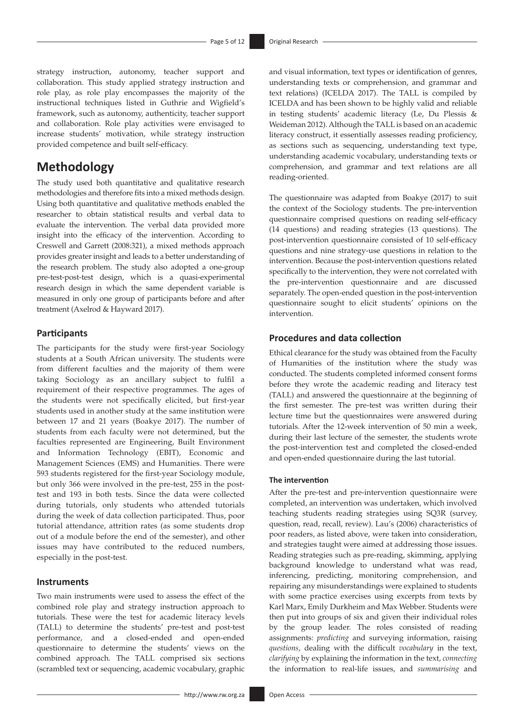strategy instruction, autonomy, teacher support and collaboration. This study applied strategy instruction and role play, as role play encompasses the majority of the instructional techniques listed in Guthrie and Wigfield's framework, such as autonomy, authenticity, teacher support and collaboration. Role play activities were envisaged to increase students' motivation, while strategy instruction provided competence and built self-efficacy.

# Methodology

The study used both quantitative and qualitative research methodologies and therefore fits into a mixed methods design. Using both quantitative and qualitative methods enabled the researcher to obtain statistical results and verbal data to evaluate the intervention. The verbal data provided more insight into the efficacy of the intervention. According to Creswell and Garrett (2008:321), a mixed methods approach provides greater insight and leads to a better understanding of the research problem. The study also adopted a one-group pre-test-post-test design, which is a quasi-experimental research design in which the same dependent variable is measured in only one group of participants before and after treatment (Axelrod & Hayward 2017).

## Participants

The participants for the study were first-year Sociology students at a South African university. The students were from different faculties and the majority of them were taking Sociology as an ancillary subject to fulfil a requirement of their respective programmes. The ages of the students were not specifically elicited, but first-year students used in another study at the same institution were between 17 and 21 years (Boakye 2017). The number of students from each faculty were not determined, but the faculties represented are Engineering, Built Environment and Information Technology (EBIT), Economic and Management Sciences (EMS) and Humanities. There were 593 students registered for the first-year Sociology module, but only 366 were involved in the pre-test, 255 in the post-test and 193 in both tests. Since the data were collected during tutorials, only students who attended tutorials during the week of data collection participated. Thus, poor tutorial attendance, attrition rates (as some students drop out of a module before the end of the semester), and other issues may have contributed to the reduced numbers, especially in the post-test.

## Instruments

Two main instruments were used to assess the effect of the combined role play and strategy instruction approach to tutorials. These were the test for academic literacy levels (TALL) to determine the students' pre-test and post-test performance, and a closed-ended and open-ended questionnaire to determine the students' views on the combined approach. The TALL comprised six sections (scrambled text or sequencing, academic vocabulary, graphic and visual information, text types or identification of genres, understanding texts or comprehension, and grammar and text relations) (ICELDA 2017). The TALL is compiled by ICELDA and has been shown to be highly valid and reliable in testing students' academic literacy (Le, Du Plessis & Weideman 2012). Although the TALL is based on an academic literacy construct, it essentially assesses reading proficiency, as sections such as sequencing, understanding text type, understanding academic vocabulary, understanding texts or comprehension, and grammar and text relations are all reading-oriented.

The questionnaire was adapted from Boakye (2017) to suit the context of the Sociology students. The pre-intervention questionnaire comprised questions on reading self-efficacy (14 questions) and reading strategies (13 questions). The post-intervention questionnaire consisted of 10 self-efficacy questions and nine strategy-use questions in relation to the intervention. Because the post-intervention questions related specifically to the intervention, they were not correlated with the pre-intervention questionnaire and are discussed separately. The open-ended question in the post-intervention questionnaire sought to elicit students' opinions on the intervention.

## Procedures and data collection

Ethical clearance for the study was obtained from the Faculty of Humanities of the institution where the study was conducted. The students completed informed consent forms before they wrote the academic reading and literacy test (TALL) and answered the questionnaire at the beginning of the first semester. The pre-test was written during their lecture time but the questionnaires were answered during tutorials. After the 12-week intervention of 50 min a week, during their last lecture of the semester, the students wrote the post-intervention test and completed the closed-ended and open-ended questionnaire during the last tutorial.

### The intervention

After the pre-test and pre-intervention questionnaire were completed, an intervention was undertaken, which involved teaching students reading strategies using SQ3R (survey, question, read, recall, review). Lau's (2006) characteristics of poor readers, as listed above, were taken into consideration, and strategies taught were aimed at addressing those issues. Reading strategies such as pre-reading, skimming, applying background knowledge to understand what was read, inferencing, predicting, monitoring comprehension, and repairing any misunderstandings were explained to students with some practice exercises using excerpts from texts by Karl Marx, Emily Durkheim and Max Webber. Students were then put into groups of six and given their individual roles by the group leader. The roles consisted of reading assignments: *predicting* and surveying information, raising *questions*, dealing with the difficult *vocabulary* in the text, *clarifying* by explaining the information in the text, *connecting* the information to real-life issues, and *summarising* and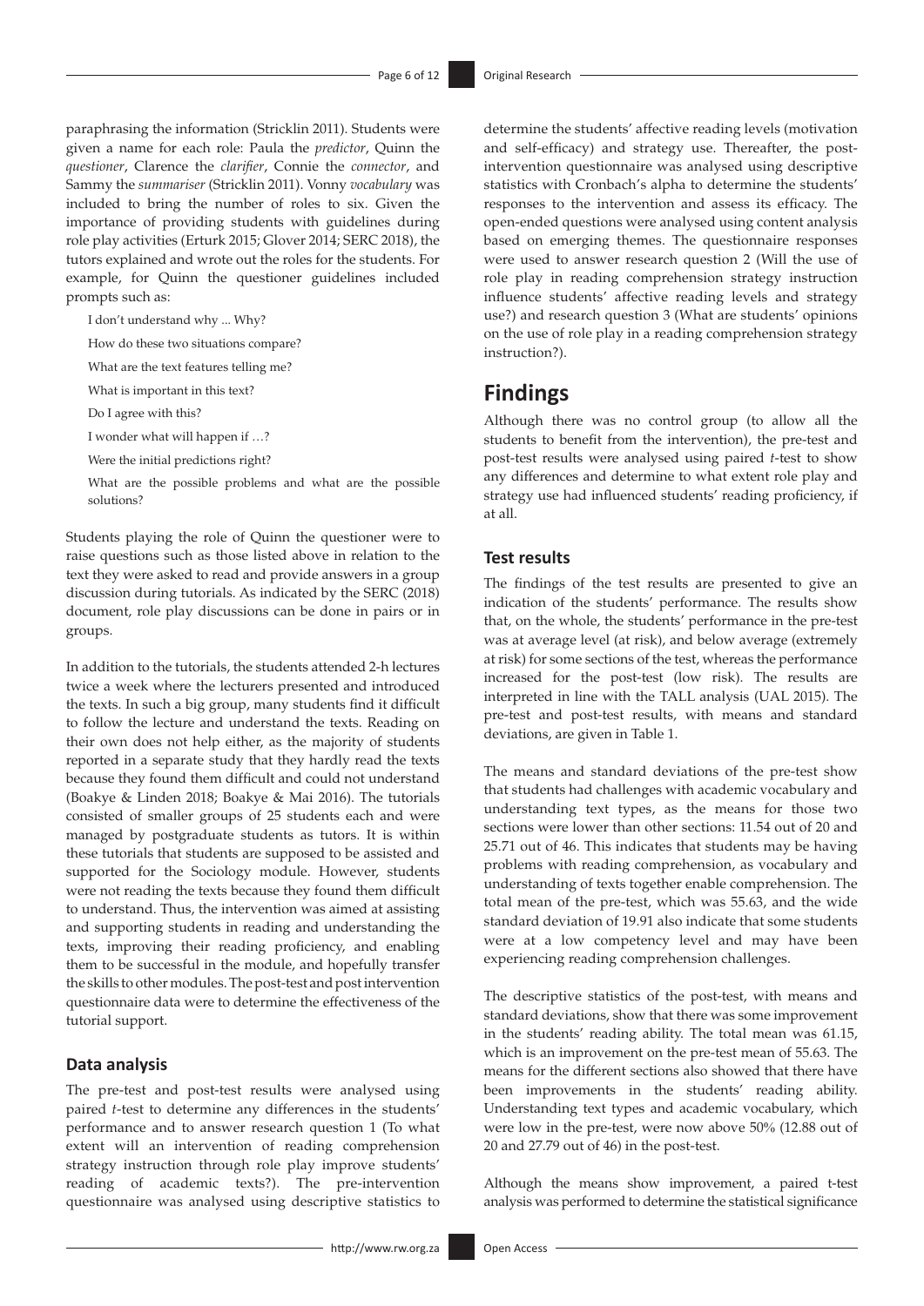paraphrasing the information (Stricklin 2011). Students were given a name for each role: Paula the *predictor*, Quinn the *questioner*, Clarence the *clarifier*, Connie the *connector*, and Sammy the *summariser* (Stricklin 2011). Vonny *vocabulary* was included to bring the number of roles to six. Given the importance of providing students with guidelines during role play activities (Erturk 2015; Glover 2014; SERC 2018), the tutors explained and wrote out the roles for the students. For example, for Quinn the questioner guidelines included prompts such as:

> I don't understand why ... Why?
>
> How do these two situations compare?
>
> What are the text features telling me?
>
> What is important in this text?
>
> Do I agree with this?
>
> I wonder what will happen if …?
>
> Were the initial predictions right?
>
> What are the possible problems and what are the possible solutions?

Students playing the role of Quinn the questioner were to raise questions such as those listed above in relation to the text they were asked to read and provide answers in a group discussion during tutorials. As indicated by the SERC (2018) document, role play discussions can be done in pairs or in groups.

In addition to the tutorials, the students attended 2-h lectures twice a week where the lecturers presented and introduced the texts. In such a big group, many students find it difficult to follow the lecture and understand the texts. Reading on their own does not help either, as the majority of students reported in a separate study that they hardly read the texts because they found them difficult and could not understand (Boakye & Linden 2018; Boakye & Mai 2016). The tutorials consisted of smaller groups of 25 students each and were managed by postgraduate students as tutors. It is within these tutorials that students are supposed to be assisted and supported for the Sociology module. However, students were not reading the texts because they found them difficult to understand. Thus, the intervention was aimed at assisting and supporting students in reading and understanding the texts, improving their reading proficiency, and enabling them to be successful in the module, and hopefully transfer the skills to other modules. The post-test and post intervention questionnaire data were to determine the effectiveness of the tutorial support.

### Data analysis

The pre-test and post-test results were analysed using paired *t*-test to determine any differences in the students' performance and to answer research question 1 (To what extent will an intervention of reading comprehension strategy instruction through role play improve students' reading of academic texts?). The pre-intervention questionnaire was analysed using descriptive statistics to determine the students' affective reading levels (motivation and self-efficacy) and strategy use. Thereafter, the post-intervention questionnaire was analysed using descriptive statistics with Cronbach's alpha to determine the students' responses to the intervention and assess its efficacy. The open-ended questions were analysed using content analysis based on emerging themes. The questionnaire responses were used to answer research question 2 (Will the use of role play in reading comprehension strategy instruction influence students' affective reading levels and strategy use?) and research question 3 (What are students' opinions on the use of role play in a reading comprehension strategy instruction?).

## Findings

Although there was no control group (to allow all the students to benefit from the intervention), the pre-test and post-test results were analysed using paired *t*-test to show any differences and determine to what extent role play and strategy use had influenced students' reading proficiency, if at all.

### Test results

The findings of the test results are presented to give an indication of the students' performance. The results show that, on the whole, the students' performance in the pre-test was at average level (at risk), and below average (extremely at risk) for some sections of the test, whereas the performance increased for the post-test (low risk). The results are interpreted in line with the TALL analysis (UAL 2015). The pre-test and post-test results, with means and standard deviations, are given in Table 1.

The means and standard deviations of the pre-test show that students had challenges with academic vocabulary and understanding text types, as the means for those two sections were lower than other sections: 11.54 out of 20 and 25.71 out of 46. This indicates that students may be having problems with reading comprehension, as vocabulary and understanding of texts together enable comprehension. The total mean of the pre-test, which was 55.63, and the wide standard deviation of 19.91 also indicate that some students were at a low competency level and may have been experiencing reading comprehension challenges.

The descriptive statistics of the post-test, with means and standard deviations, show that there was some improvement in the students' reading ability. The total mean was 61.15, which is an improvement on the pre-test mean of 55.63. The means for the different sections also showed that there have been improvements in the students' reading ability. Understanding text types and academic vocabulary, which were low in the pre-test, were now above 50% (12.88 out of 20 and 27.79 out of 46) in the post-test.

Although the means show improvement, a paired t-test analysis was performed to determine the statistical significance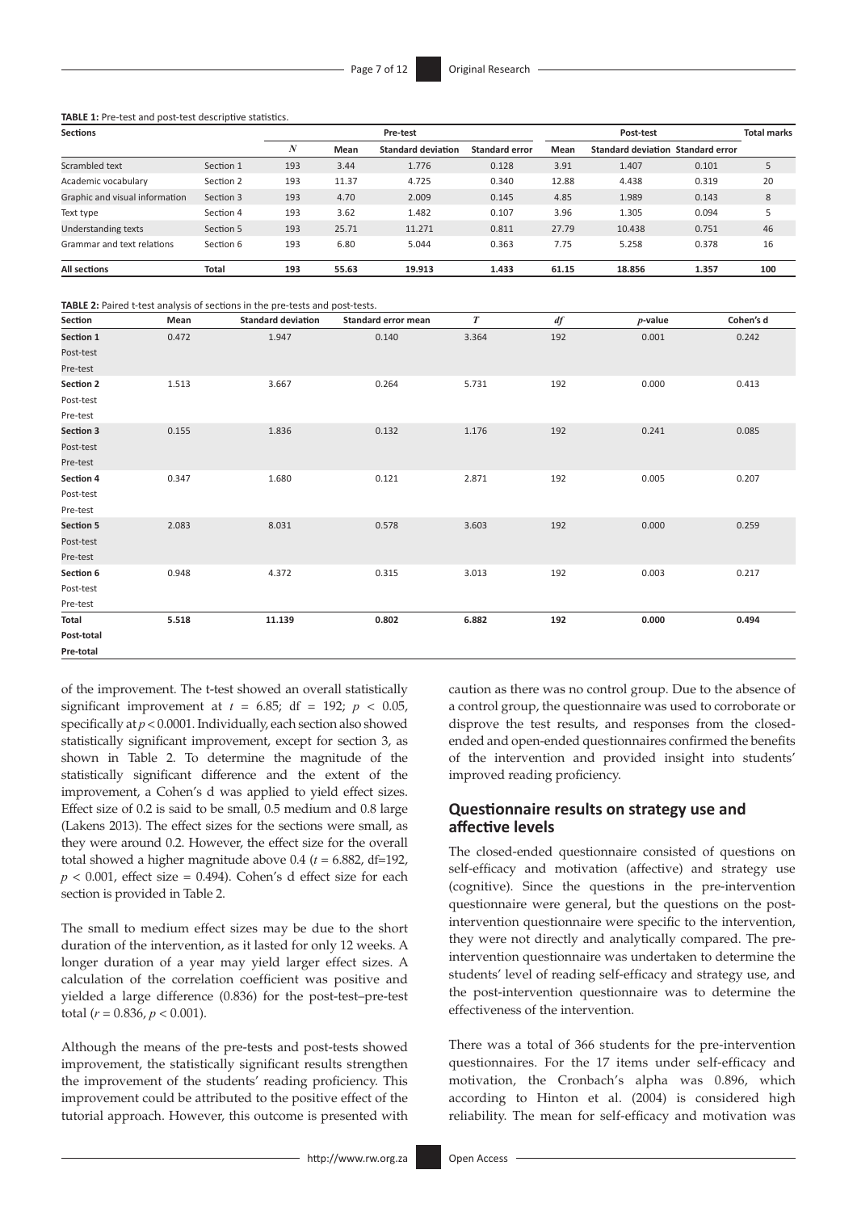**TABLE 1:** Pre-test and post-test descriptive statistics.

| Sections | | Pre-test | | | | Post-test | | | Total marks |
|---|---|---|---|---|---|---|---|---|---|
| | | *N* | Mean | Standard deviation | Standard error | Mean | Standard deviation | Standard error | |
| Scrambled text | Section 1 | 193 | 3.44 | 1.776 | 0.128 | 3.91 | 1.407 | 0.101 | 5 |
| Academic vocabulary | Section 2 | 193 | 11.37 | 4.725 | 0.340 | 12.88 | 4.438 | 0.319 | 20 |
| Graphic and visual information | Section 3 | 193 | 4.70 | 2.009 | 0.145 | 4.85 | 1.989 | 0.143 | 8 |
| Text type | Section 4 | 193 | 3.62 | 1.482 | 0.107 | 3.96 | 1.305 | 0.094 | 5 |
| Understanding texts | Section 5 | 193 | 25.71 | 11.271 | 0.811 | 27.79 | 10.438 | 0.751 | 46 |
| Grammar and text relations | Section 6 | 193 | 6.80 | 5.044 | 0.363 | 7.75 | 5.258 | 0.378 | 16 |
| **All sections** | **Total** | **193** | **55.63** | **19.913** | **1.433** | **61.15** | **18.856** | **1.357** | **100** |

**TABLE 2:** Paired t-test analysis of sections in the pre-tests and post-tests.

| Section | Mean | Standard deviation | Standard error mean | *T* | *df* | *p*-value | Cohen's d |
|---|---|---|---|---|---|---|---|
| **Section 1**<br>Post-test<br>Pre-test | 0.472 | 1.947 | 0.140 | 3.364 | 192 | 0.001 | 0.242 |
| **Section 2**<br>Post-test<br>Pre-test | 1.513 | 3.667 | 0.264 | 5.731 | 192 | 0.000 | 0.413 |
| **Section 3**<br>Post-test<br>Pre-test | 0.155 | 1.836 | 0.132 | 1.176 | 192 | 0.241 | 0.085 |
| **Section 4**<br>Post-test<br>Pre-test | 0.347 | 1.680 | 0.121 | 2.871 | 192 | 0.005 | 0.207 |
| **Section 5**<br>Post-test<br>Pre-test | 2.083 | 8.031 | 0.578 | 3.603 | 192 | 0.000 | 0.259 |
| **Section 6**<br>Post-test<br>Pre-test | 0.948 | 4.372 | 0.315 | 3.013 | 192 | 0.003 | 0.217 |
| **Total**<br>**Post-total**<br>**Pre-total** | **5.518** | **11.139** | **0.802** | **6.882** | **192** | **0.000** | **0.494** |

of the improvement. The t-test showed an overall statistically significant improvement at $t = 6.85$; df = 192; $p < 0.05$, specifically at $p < 0.0001$. Individually, each section also showed statistically significant improvement, except for section 3, as shown in Table 2. To determine the magnitude of the statistically significant difference and the extent of the improvement, a Cohen's d was applied to yield effect sizes. Effect size of 0.2 is said to be small, 0.5 medium and 0.8 large (Lakens 2013). The effect sizes for the sections were small, as they were around 0.2. However, the effect size for the overall total showed a higher magnitude above 0.4 ($t = 6.882$, df=192, $p < 0.001$, effect size = 0.494). Cohen's d effect size for each section is provided in Table 2.

The small to medium effect sizes may be due to the short duration of the intervention, as it lasted for only 12 weeks. A longer duration of a year may yield larger effect sizes. A calculation of the correlation coefficient was positive and yielded a large difference (0.836) for the post-test–pre-test total ($r = 0.836$, $p < 0.001$).

Although the means of the pre-tests and post-tests showed improvement, the statistically significant results strengthen the improvement of the students' reading proficiency. This improvement could be attributed to the positive effect of the tutorial approach. However, this outcome is presented with caution as there was no control group. Due to the absence of a control group, the questionnaire was used to corroborate or disprove the test results, and responses from the closed-ended and open-ended questionnaires confirmed the benefits of the intervention and provided insight into students' improved reading proficiency.

## Questionnaire results on strategy use and affective levels

The closed-ended questionnaire consisted of questions on self-efficacy and motivation (affective) and strategy use (cognitive). Since the questions in the pre-intervention questionnaire were general, but the questions on the post-intervention questionnaire were specific to the intervention, they were not directly and analytically compared. The pre-intervention questionnaire was undertaken to determine the students' level of reading self-efficacy and strategy use, and the post-intervention questionnaire was to determine the effectiveness of the intervention.

There was a total of 366 students for the pre-intervention questionnaires. For the 17 items under self-efficacy and motivation, the Cronbach's alpha was 0.896, which according to Hinton et al. (2004) is considered high reliability. The mean for self-efficacy and motivation was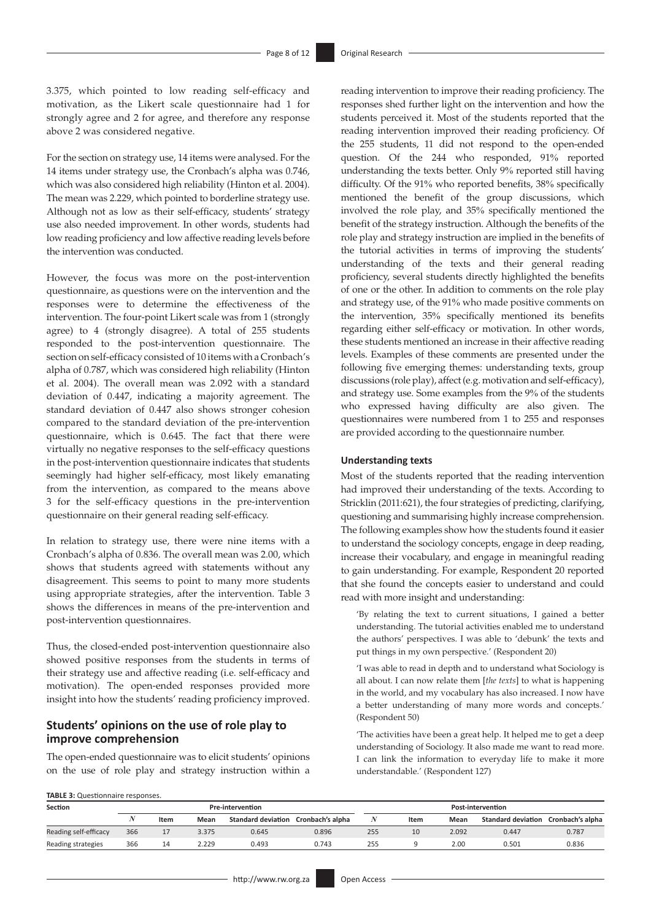3.375, which pointed to low reading self-efficacy and motivation, as the Likert scale questionnaire had 1 for strongly agree and 2 for agree, and therefore any response above 2 was considered negative.

For the section on strategy use, 14 items were analysed. For the 14 items under strategy use, the Cronbach's alpha was 0.746, which was also considered high reliability (Hinton et al. 2004). The mean was 2.229, which pointed to borderline strategy use. Although not as low as their self-efficacy, students' strategy use also needed improvement. In other words, students had low reading proficiency and low affective reading levels before the intervention was conducted.

However, the focus was more on the post-intervention questionnaire, as questions were on the intervention and the responses were to determine the effectiveness of the intervention. The four-point Likert scale was from 1 (strongly agree) to 4 (strongly disagree). A total of 255 students responded to the post-intervention questionnaire. The section on self-efficacy consisted of 10 items with a Cronbach's alpha of 0.787, which was considered high reliability (Hinton et al. 2004). The overall mean was 2.092 with a standard deviation of 0.447, indicating a majority agreement. The standard deviation of 0.447 also shows stronger cohesion compared to the standard deviation of the pre-intervention questionnaire, which is 0.645. The fact that there were virtually no negative responses to the self-efficacy questions in the post-intervention questionnaire indicates that students seemingly had higher self-efficacy, most likely emanating from the intervention, as compared to the means above 3 for the self-efficacy questions in the pre-intervention questionnaire on their general reading self-efficacy.

In relation to strategy use, there were nine items with a Cronbach's alpha of 0.836. The overall mean was 2.00, which shows that students agreed with statements without any disagreement. This seems to point to many more students using appropriate strategies, after the intervention. Table 3 shows the differences in means of the pre-intervention and post-intervention questionnaires.

Thus, the closed-ended post-intervention questionnaire also showed positive responses from the students in terms of their strategy use and affective reading (i.e. self-efficacy and motivation). The open-ended responses provided more insight into how the students' reading proficiency improved.

## Students' opinions on the use of role play to improve comprehension

The open-ended questionnaire was to elicit students' opinions on the use of role play and strategy instruction within a reading intervention to improve their reading proficiency. The responses shed further light on the intervention and how the students perceived it. Most of the students reported that the reading intervention improved their reading proficiency. Of the 255 students, 11 did not respond to the open-ended question. Of the 244 who responded, 91% reported understanding the texts better. Only 9% reported still having difficulty. Of the 91% who reported benefits, 38% specifically mentioned the benefit of the group discussions, which involved the role play, and 35% specifically mentioned the benefit of the strategy instruction. Although the benefits of the role play and strategy instruction are implied in the benefits of the tutorial activities in terms of improving the students' understanding of the texts and their general reading proficiency, several students directly highlighted the benefits of one or the other. In addition to comments on the role play and strategy use, of the 91% who made positive comments on the intervention, 35% specifically mentioned its benefits regarding either self-efficacy or motivation. In other words, these students mentioned an increase in their affective reading levels. Examples of these comments are presented under the following five emerging themes: understanding texts, group discussions (role play), affect (e.g. motivation and self-efficacy), and strategy use. Some examples from the 9% of the students who expressed having difficulty are also given. The questionnaires were numbered from 1 to 255 and responses are provided according to the questionnaire number.

### Understanding texts

Most of the students reported that the reading intervention had improved their understanding of the texts. According to Stricklin (2011:621), the four strategies of predicting, clarifying, questioning and summarising highly increase comprehension. The following examples show how the students found it easier to understand the sociology concepts, engage in deep reading, increase their vocabulary, and engage in meaningful reading to gain understanding. For example, Respondent 20 reported that she found the concepts easier to understand and could read with more insight and understanding:

> 'By relating the text to current situations, I gained a better understanding. The tutorial activities enabled me to understand the authors' perspectives. I was able to 'debunk' the texts and put things in my own perspective.' (Respondent 20)

> 'I was able to read in depth and to understand what Sociology is all about. I can now relate them [*the texts*] to what is happening in the world, and my vocabulary has also increased. I now have a better understanding of many more words and concepts.' (Respondent 50)

> 'The activities have been a great help. It helped me to get a deep understanding of Sociology. It also made me want to read more. I can link the information to everyday life to make it more understandable.' (Respondent 127)

**TABLE 3:** Questionnaire responses.

| Section | Pre-intervention | | | | | Post-intervention | | | | |
|---|---|---|---|---|---|---|---|---|---|---|
| | *N* | Item | Mean | Standard deviation | Cronbach's alpha | *N* | Item | Mean | Standard deviation | Cronbach's alpha |
| Reading self-efficacy | 366 | 17 | 3.375 | 0.645 | 0.896 | 255 | 10 | 2.092 | 0.447 | 0.787 |
| Reading strategies | 366 | 14 | 2.229 | 0.493 | 0.743 | 255 | 9 | 2.00 | 0.501 | 0.836 |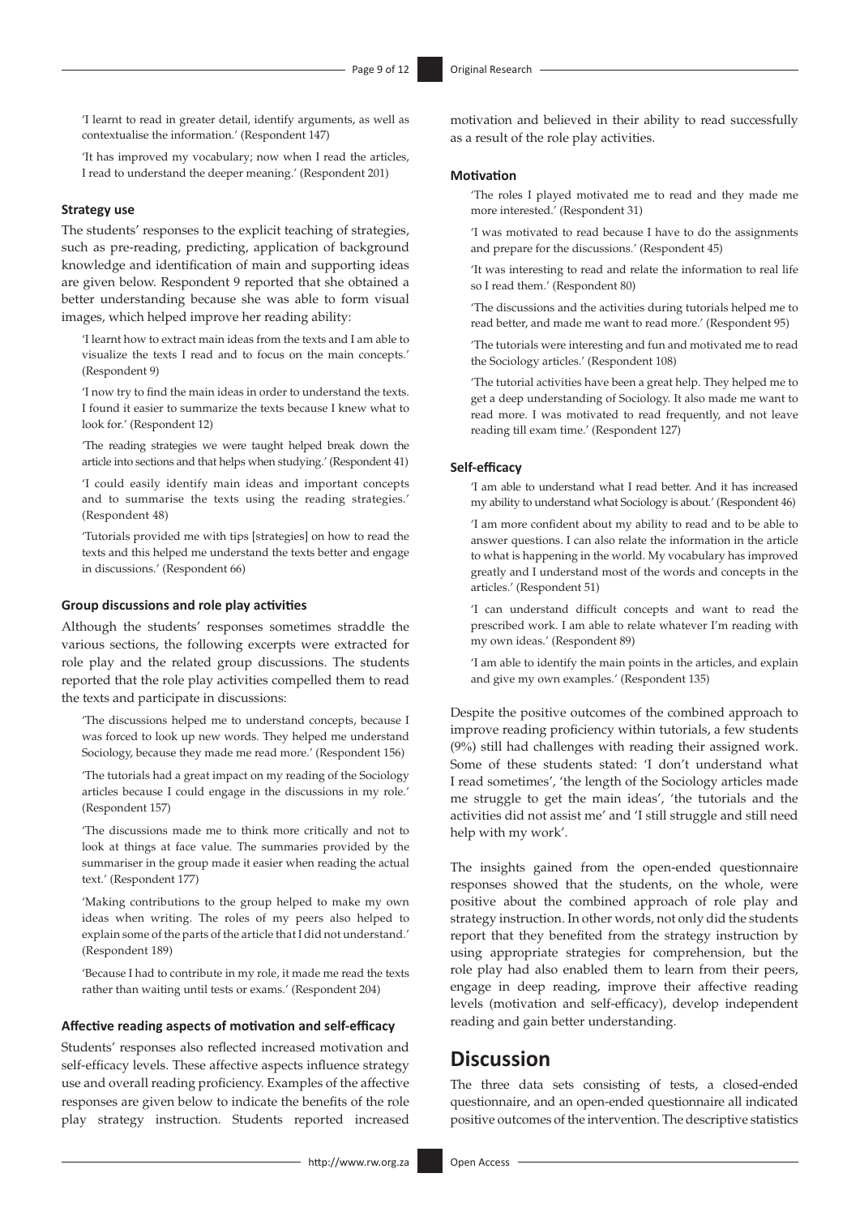'I learnt to read in greater detail, identify arguments, as well as contextualise the information.' (Respondent 147)

'It has improved my vocabulary; now when I read the articles, I read to understand the deeper meaning.' (Respondent 201)

#### Strategy use

The students' responses to the explicit teaching of strategies, such as pre-reading, predicting, application of background knowledge and identification of main and supporting ideas are given below. Respondent 9 reported that she obtained a better understanding because she was able to form visual images, which helped improve her reading ability:

'I learnt how to extract main ideas from the texts and I am able to visualize the texts I read and to focus on the main concepts.' (Respondent 9)

'I now try to find the main ideas in order to understand the texts. I found it easier to summarize the texts because I knew what to look for.' (Respondent 12)

'The reading strategies we were taught helped break down the article into sections and that helps when studying.' (Respondent 41)

'I could easily identify main ideas and important concepts and to summarise the texts using the reading strategies.' (Respondent 48)

'Tutorials provided me with tips [strategies] on how to read the texts and this helped me understand the texts better and engage in discussions.' (Respondent 66)

#### Group discussions and role play activities

Although the students' responses sometimes straddle the various sections, the following excerpts were extracted for role play and the related group discussions. The students reported that the role play activities compelled them to read the texts and participate in discussions:

'The discussions helped me to understand concepts, because I was forced to look up new words. They helped me understand Sociology, because they made me read more.' (Respondent 156)

'The tutorials had a great impact on my reading of the Sociology articles because I could engage in the discussions in my role.' (Respondent 157)

'The discussions made me to think more critically and not to look at things at face value. The summaries provided by the summariser in the group made it easier when reading the actual text.' (Respondent 177)

'Making contributions to the group helped to make my own ideas when writing. The roles of my peers also helped to explain some of the parts of the article that I did not understand.' (Respondent 189)

'Because I had to contribute in my role, it made me read the texts rather than waiting until tests or exams.' (Respondent 204)

#### Affective reading aspects of motivation and self-efficacy

Students' responses also reflected increased motivation and self-efficacy levels. These affective aspects influence strategy use and overall reading proficiency. Examples of the affective responses are given below to indicate the benefits of the role play strategy instruction. Students reported increased motivation and believed in their ability to read successfully as a result of the role play activities.

#### Motivation

'The roles I played motivated me to read and they made me more interested.' (Respondent 31)

'I was motivated to read because I have to do the assignments and prepare for the discussions.' (Respondent 45)

'It was interesting to read and relate the information to real life so I read them.' (Respondent 80)

'The discussions and the activities during tutorials helped me to read better, and made me want to read more.' (Respondent 95)

'The tutorials were interesting and fun and motivated me to read the Sociology articles.' (Respondent 108)

'The tutorial activities have been a great help. They helped me to get a deep understanding of Sociology. It also made me want to read more. I was motivated to read frequently, and not leave reading till exam time.' (Respondent 127)

#### Self-efficacy

'I am able to understand what I read better. And it has increased my ability to understand what Sociology is about.' (Respondent 46)

'I am more confident about my ability to read and to be able to answer questions. I can also relate the information in the article to what is happening in the world. My vocabulary has improved greatly and I understand most of the words and concepts in the articles.' (Respondent 51)

'I can understand difficult concepts and want to read the prescribed work. I am able to relate whatever I'm reading with my own ideas.' (Respondent 89)

'I am able to identify the main points in the articles, and explain and give my own examples.' (Respondent 135)

Despite the positive outcomes of the combined approach to improve reading proficiency within tutorials, a few students (9%) still had challenges with reading their assigned work. Some of these students stated: 'I don't understand what I read sometimes', 'the length of the Sociology articles made me struggle to get the main ideas', 'the tutorials and the activities did not assist me' and 'I still struggle and still need help with my work'.

The insights gained from the open-ended questionnaire responses showed that the students, on the whole, were positive about the combined approach of role play and strategy instruction. In other words, not only did the students report that they benefited from the strategy instruction by using appropriate strategies for comprehension, but the role play had also enabled them to learn from their peers, engage in deep reading, improve their affective reading levels (motivation and self-efficacy), develop independent reading and gain better understanding.

## Discussion

The three data sets consisting of tests, a closed-ended questionnaire, and an open-ended questionnaire all indicated positive outcomes of the intervention. The descriptive statistics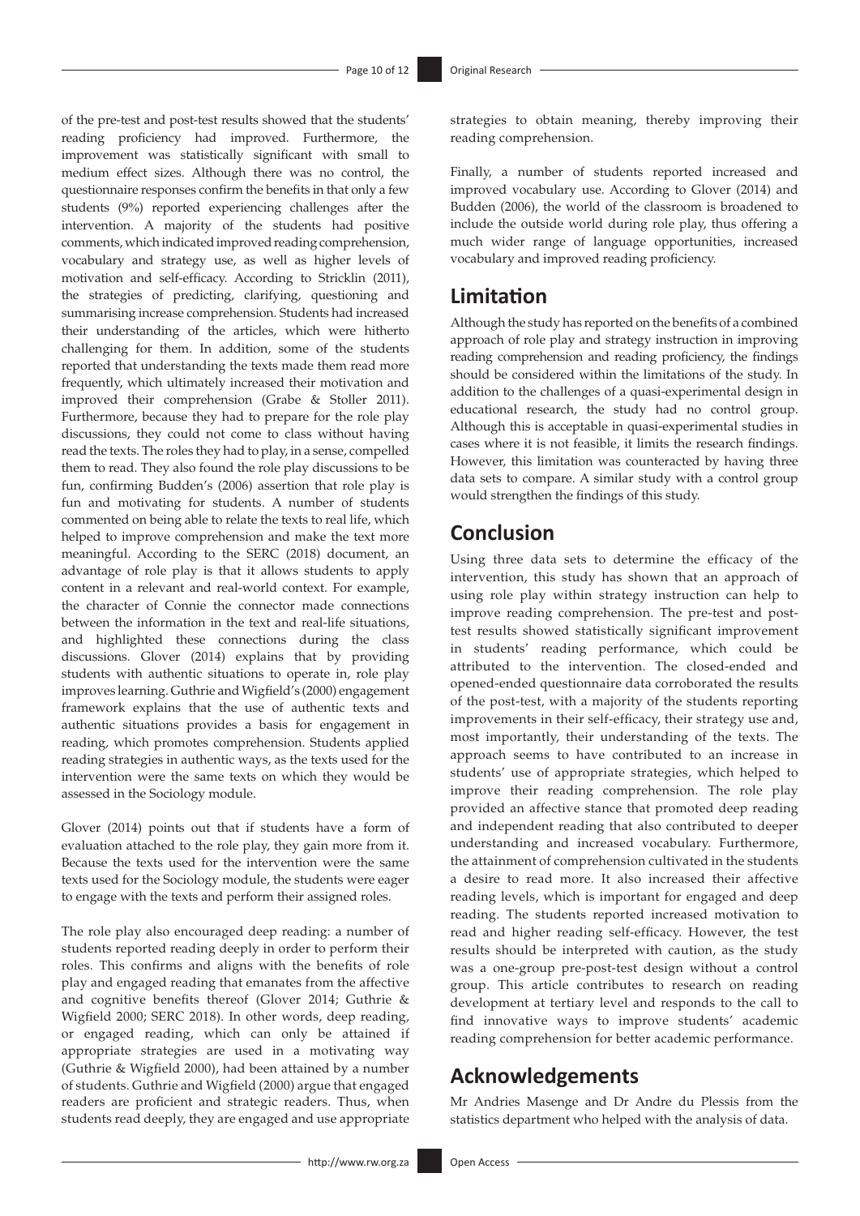of the pre-test and post-test results showed that the students' reading proficiency had improved. Furthermore, the improvement was statistically significant with small to medium effect sizes. Although there was no control, the questionnaire responses confirm the benefits in that only a few students (9%) reported experiencing challenges after the intervention. A majority of the students had positive comments, which indicated improved reading comprehension, vocabulary and strategy use, as well as higher levels of motivation and self-efficacy. According to Stricklin (2011), the strategies of predicting, clarifying, questioning and summarising increase comprehension. Students had increased their understanding of the articles, which were hitherto challenging for them. In addition, some of the students reported that understanding the texts made them read more frequently, which ultimately increased their motivation and improved their comprehension (Grabe & Stoller 2011). Furthermore, because they had to prepare for the role play discussions, they could not come to class without having read the texts. The roles they had to play, in a sense, compelled them to read. They also found the role play discussions to be fun, confirming Budden's (2006) assertion that role play is fun and motivating for students. A number of students commented on being able to relate the texts to real life, which helped to improve comprehension and make the text more meaningful. According to the SERC (2018) document, an advantage of role play is that it allows students to apply content in a relevant and real-world context. For example, the character of Connie the connector made connections between the information in the text and real-life situations, and highlighted these connections during the class discussions. Glover (2014) explains that by providing students with authentic situations to operate in, role play improves learning. Guthrie and Wigfield's (2000) engagement framework explains that the use of authentic texts and authentic situations provides a basis for engagement in reading, which promotes comprehension. Students applied reading strategies in authentic ways, as the texts used for the intervention were the same texts on which they would be assessed in the Sociology module.

Glover (2014) points out that if students have a form of evaluation attached to the role play, they gain more from it. Because the texts used for the intervention were the same texts used for the Sociology module, the students were eager to engage with the texts and perform their assigned roles.

The role play also encouraged deep reading: a number of students reported reading deeply in order to perform their roles. This confirms and aligns with the benefits of role play and engaged reading that emanates from the affective and cognitive benefits thereof (Glover 2014; Guthrie & Wigfield 2000; SERC 2018). In other words, deep reading, or engaged reading, which can only be attained if appropriate strategies are used in a motivating way (Guthrie & Wigfield 2000), had been attained by a number of students. Guthrie and Wigfield (2000) argue that engaged readers are proficient and strategic readers. Thus, when students read deeply, they are engaged and use appropriate strategies to obtain meaning, thereby improving their reading comprehension.

Finally, a number of students reported increased and improved vocabulary use. According to Glover (2014) and Budden (2006), the world of the classroom is broadened to include the outside world during role play, thus offering a much wider range of language opportunities, increased vocabulary and improved reading proficiency.

## Limitation

Although the study has reported on the benefits of a combined approach of role play and strategy instruction in improving reading comprehension and reading proficiency, the findings should be considered within the limitations of the study. In addition to the challenges of a quasi-experimental design in educational research, the study had no control group. Although this is acceptable in quasi-experimental studies in cases where it is not feasible, it limits the research findings. However, this limitation was counteracted by having three data sets to compare. A similar study with a control group would strengthen the findings of this study.

## Conclusion

Using three data sets to determine the efficacy of the intervention, this study has shown that an approach of using role play within strategy instruction can help to improve reading comprehension. The pre-test and post-test results showed statistically significant improvement in students' reading performance, which could be attributed to the intervention. The closed-ended and opened-ended questionnaire data corroborated the results of the post-test, with a majority of the students reporting improvements in their self-efficacy, their strategy use and, most importantly, their understanding of the texts. The approach seems to have contributed to an increase in students' use of appropriate strategies, which helped to improve their reading comprehension. The role play provided an affective stance that promoted deep reading and independent reading that also contributed to deeper understanding and increased vocabulary. Furthermore, the attainment of comprehension cultivated in the students a desire to read more. It also increased their affective reading levels, which is important for engaged and deep reading. The students reported increased motivation to read and higher reading self-efficacy. However, the test results should be interpreted with caution, as the study was a one-group pre-post-test design without a control group. This article contributes to research on reading development at tertiary level and responds to the call to find innovative ways to improve students' academic reading comprehension for better academic performance.

## Acknowledgements

Mr Andries Masenge and Dr Andre du Plessis from the statistics department who helped with the analysis of data.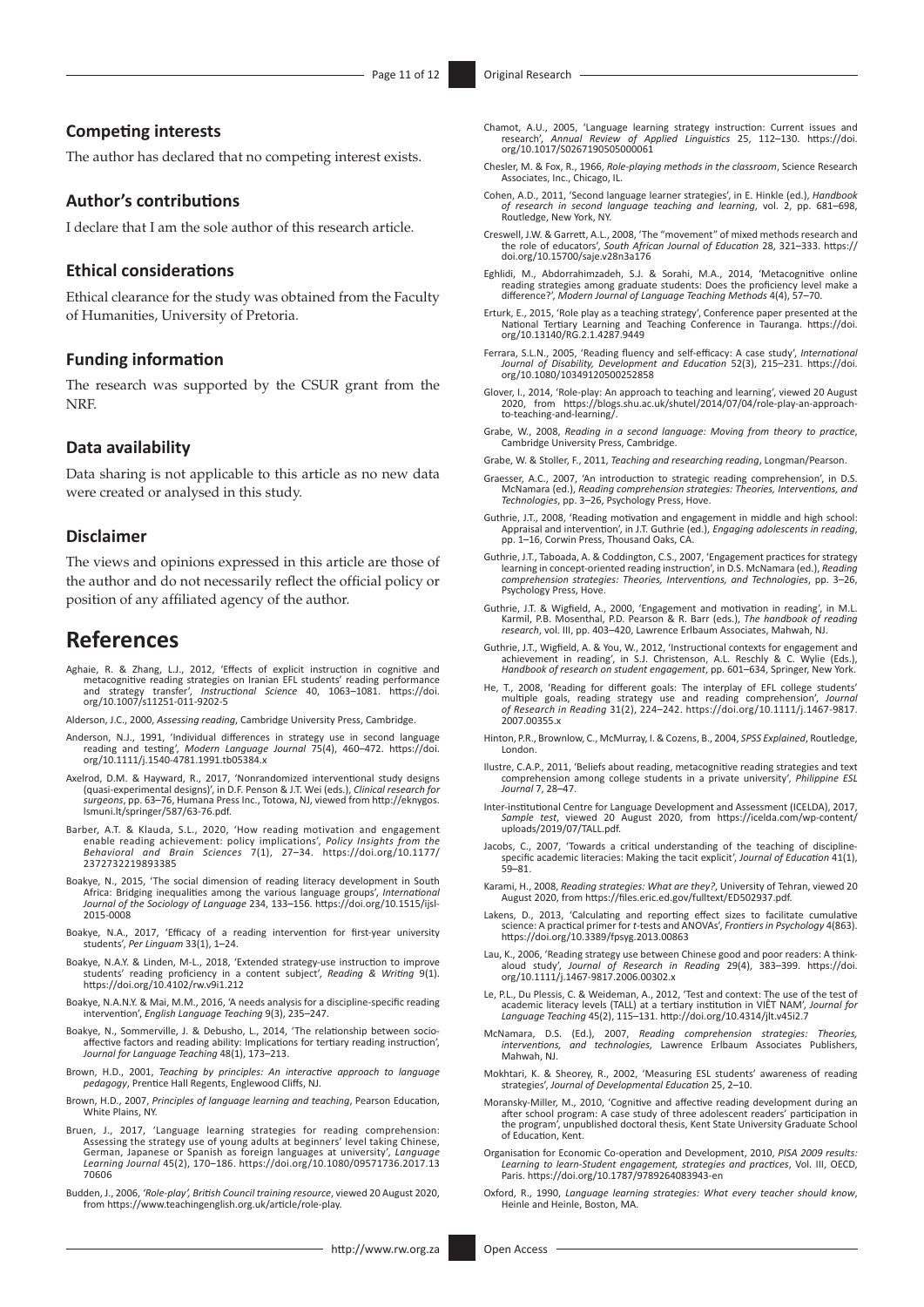## Competing interests

The author has declared that no competing interest exists.

## Author's contributions

I declare that I am the sole author of this research article.

## Ethical considerations

Ethical clearance for the study was obtained from the Faculty of Humanities, University of Pretoria.

## Funding information

The research was supported by the CSUR grant from the NRF.

## Data availability

Data sharing is not applicable to this article as no new data were created or analysed in this study.

## Disclaimer

The views and opinions expressed in this article are those of the author and do not necessarily reflect the official policy or position of any affiliated agency of the author.

# References

Aghaie, R. & Zhang, L.J., 2012, 'Effects of explicit instruction in cognitive and metacognitive reading strategies on Iranian EFL students' reading performance and strategy transfer', *Instructional Science* 40, 1063–1081. https://doi.org/10.1007/s11251-011-9202-5

Alderson, J.C., 2000, *Assessing reading*, Cambridge University Press, Cambridge.

Anderson, N.J., 1991, 'Individual differences in strategy use in second language reading and testing', *Modern Language Journal* 75(4), 460–472. https://doi.org/10.1111/j.1540-4781.1991.tb05384.x

Axelrod, D.M. & Hayward, R., 2017, 'Nonrandomized interventional study designs (quasi-experimental designs)', in D.F. Penson & J.T. Wei (eds.), *Clinical research for surgeons*, pp. 63–76, Humana Press Inc., Totowa, NJ, viewed from http://eknygos.lsmuni.lt/springer/587/63-76.pdf.

Barber, A.T. & Klauda, S.L., 2020, 'How reading motivation and engagement enable reading achievement: policy implications', *Policy Insights from the Behavioral and Brain Sciences* 7(1), 27–34. https://doi.org/10.1177/2372732219893385

Boakye, N., 2015, 'The social dimension of reading literacy development in South Africa: Bridging inequalities among the various language groups', *International Journal of the Sociology of Language* 234, 133–156. https://doi.org/10.1515/ijsl-2015-0008

Boakye, N.A., 2017, 'Efficacy of a reading intervention for first-year university students', *Per Linguam* 33(1), 1–24.

Boakye, N.A.Y. & Linden, M-L., 2018, 'Extended strategy-use instruction to improve students' reading proficiency in a content subject', *Reading & Writing* 9(1). https://doi.org/10.4102/rw.v9i1.212

Boakye, N.A.N.Y. & Mai, M.M., 2016, 'A needs analysis for a discipline-specific reading intervention', *English Language Teaching* 9(3), 235–247.

Boakye, N., Sommerville, J. & Debusho, L., 2014, 'The relationship between socio-affective factors and reading ability: Implications for tertiary reading instruction', *Journal for Language Teaching* 48(1), 173–213.

Brown, H.D., 2001, *Teaching by principles: An interactive approach to language pedagogy*, Prentice Hall Regents, Englewood Cliffs, NJ.

Brown, H.D., 2007, *Principles of language learning and teaching*, Pearson Education, White Plains, NY.

Bruen, J., 2017, 'Language learning strategies for reading comprehension: Assessing the strategy use of young adults at beginners' level taking Chinese, German, Japanese or Spanish as foreign languages at university', *Language Learning Journal* 45(2), 170–186. https://doi.org/10.1080/09571736.2017.1370606

Budden, J., 2006, *'Role-play', British Council training resource*, viewed 20 August 2020, from https://www.teachingenglish.org.uk/article/role-play.

Chamot, A.U., 2005, 'Language learning strategy instruction: Current issues and research', *Annual Review of Applied Linguistics* 25, 112–130. https://doi.org/10.1017/S0267190505000061

Chesler, M. & Fox, R., 1966, *Role-playing methods in the classroom*, Science Research Associates, Inc., Chicago, IL.

Cohen, A.D., 2011, 'Second language learner strategies', in E. Hinkle (ed.), *Handbook of research in second language teaching and learning*, vol. 2, pp. 681–698, Routledge, New York, NY.

Creswell, J.W. & Garrett, A.L., 2008, 'The "movement" of mixed methods research and the role of educators', *South African Journal of Education* 28, 321–333. https://doi.org/10.15700/saje.v28n3a176

Eghlidi, M., Abdorrahimzadeh, S.J. & Sorahi, M.A., 2014, 'Metacognitive online reading strategies among graduate students: Does the proficiency level make a difference?', *Modern Journal of Language Teaching Methods* 4(4), 57–70.

Erturk, E., 2015, 'Role play as a teaching strategy', Conference paper presented at the National Tertiary Learning and Teaching Conference in Tauranga. https://doi.org/10.13140/RG.2.1.4287.9449

Ferrara, S.L.N., 2005, 'Reading fluency and self-efficacy: A case study', *International Journal of Disability, Development and Education* 52(3), 215–231. https://doi.org/10.1080/10349120500252858

Glover, I., 2014, 'Role-play: An approach to teaching and learning', viewed 20 August 2020, from https://blogs.shu.ac.uk/shutel/2014/07/04/role-play-an-approach-to-teaching-and-learning/.

Grabe, W., 2008, *Reading in a second language: Moving from theory to practice*, Cambridge University Press, Cambridge.

Grabe, W. & Stoller, F., 2011, *Teaching and researching reading*, Longman/Pearson.

Graesser, A.C., 2007, 'An introduction to strategic reading comprehension', in D.S. McNamara (ed.), *Reading comprehension strategies: Theories, Interventions, and Technologies*, pp. 3–26, Psychology Press, Hove.

Guthrie, J.T., 2008, 'Reading motivation and engagement in middle and high school: Appraisal and intervention', in J.T. Guthrie (ed.), *Engaging adolescents in reading*, pp. 1–16, Corwin Press, Thousand Oaks, CA.

Guthrie, J.T., Taboada, A. & Coddington, C.S., 2007, 'Engagement practices for strategy learning in concept-oriented reading instruction', in D.S. McNamara (ed.), *Reading comprehension strategies: Theories, Interventions, and Technologies*, pp. 3–26, Psychology Press, Hove.

Guthrie, J.T. & Wigfield, A., 2000, 'Engagement and motivation in reading', in M.L. Karmil, P.B. Mosenthal, P.D. Pearson & R. Barr (eds.), *The handbook of reading research*, vol. III, pp. 403–420, Lawrence Erlbaum Associates, Mahwah, NJ.

Guthrie, J.T., Wigfield, A. & You, W., 2012, 'Instructional contexts for engagement and achievement in reading', in S.J. Christenson, A.L. Reschly & C. Wylie (Eds.), *Handbook of research on student engagement*, pp. 601–634, Springer, New York.

He, T., 2008, 'Reading for different goals: The interplay of EFL college students' multiple goals, reading strategy use and reading comprehension', *Journal of Research in Reading* 31(2), 224–242. https://doi.org/10.1111/j.1467-9817.2007.00355.x

Hinton, P.R., Brownlow, C., McMurray, I. & Cozens, B., 2004, *SPSS Explained*, Routledge, London.

Ilustre, C.A.P., 2011, 'Beliefs about reading, metacognitive reading strategies and text comprehension among college students in a private university', *Philippine ESL Journal* 7, 28–47.

Inter-institutional Centre for Language Development and Assessment (ICELDA), 2017, *Sample test*, viewed 20 August 2020, from https://icelda.com/wp-content/uploads/2019/07/TALL.pdf.

Jacobs, C., 2007, 'Towards a critical understanding of the teaching of discipline-specific academic literacies: Making the tacit explicit', *Journal of Education* 41(1), 59–81.

Karami, H., 2008, *Reading strategies: What are they?*, University of Tehran, viewed 20 August 2020, from https://files.eric.ed.gov/fulltext/ED502937.pdf.

Lakens, D., 2013, 'Calculating and reporting effect sizes to facilitate cumulative science: A practical primer for t-tests and ANOVAs', *Frontiers in Psychology* 4(863). https://doi.org/10.3389/fpsyg.2013.00863

Lau, K., 2006, 'Reading strategy use between Chinese good and poor readers: A think-aloud study', *Journal of Research in Reading* 29(4), 383–399. https://doi.org/10.1111/j.1467-9817.2006.00302.x

Le, P.L., Du Plessis, C. & Weideman, A., 2012, 'Test and context: The use of the test of academic literacy levels (TALL) at a tertiary institution in VIỆT NAM', *Journal for Language Teaching* 45(2), 115–131. http://doi.org/10.4314/jlt.v45i2.7

McNamara, D.S. (Ed.), 2007, *Reading comprehension strategies: Theories, interventions, and technologies*, Lawrence Erlbaum Associates Publishers, Mahwah, NJ.

Mokhtari, K. & Sheorey, R., 2002, 'Measuring ESL students' awareness of reading strategies', *Journal of Developmental Education* 25, 2–10.

Moransky-Miller, M., 2010, 'Cognitive and affective reading development during an after school program: A case study of three adolescent readers' participation in the program', unpublished doctoral thesis, Kent State University Graduate School of Education, Kent.

Organisation for Economic Co-operation and Development, 2010, *PISA 2009 results: Learning to learn-Student engagement, strategies and practices*, Vol. III, OECD, Paris. https://doi.org/10.1787/9789264083943-en

Oxford, R., 1990, *Language learning strategies: What every teacher should know*, Heinle and Heinle, Boston, MA.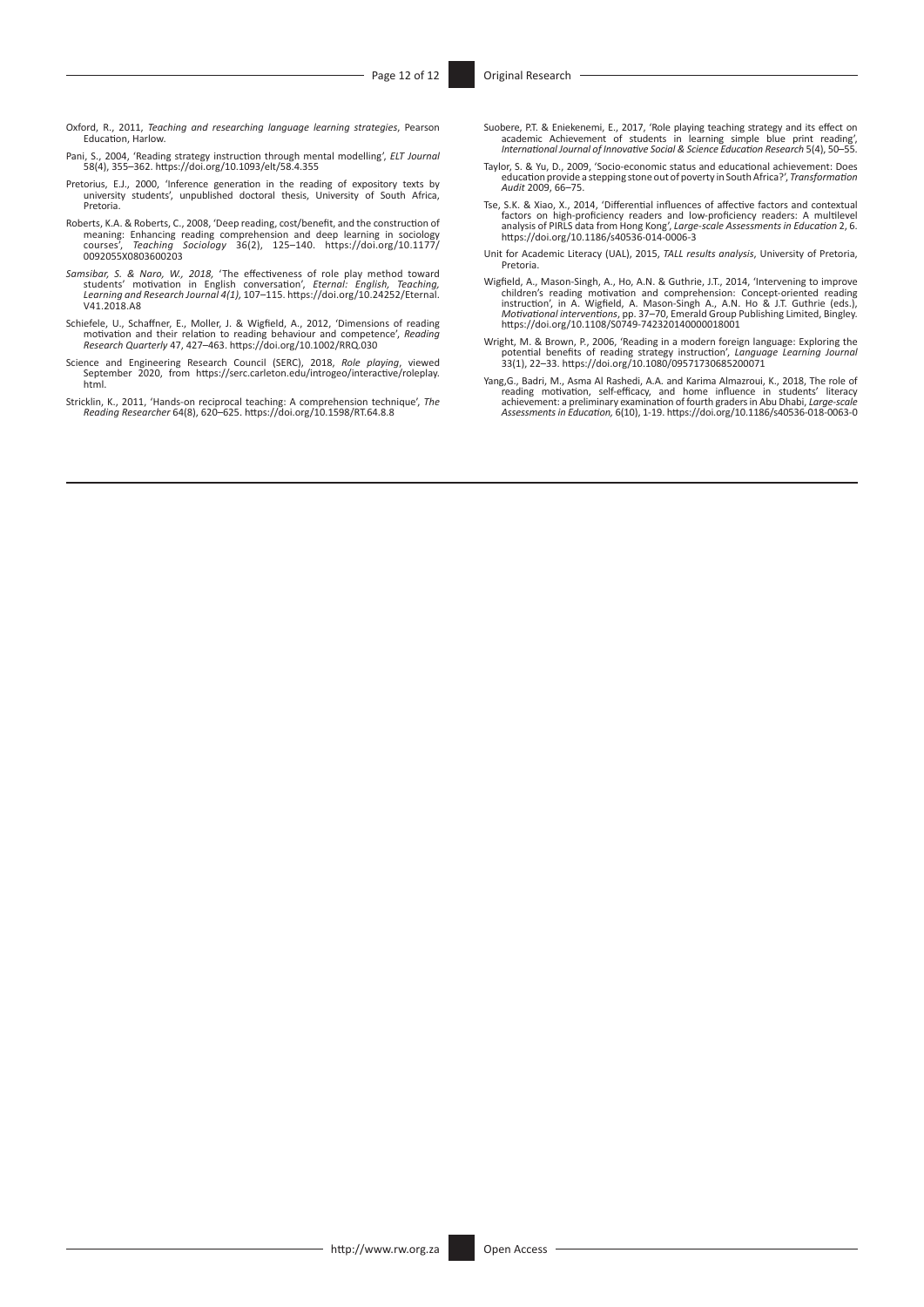Oxford, R., 2011, *Teaching and researching language learning strategies*, Pearson Education, Harlow.

Pani, S., 2004, 'Reading strategy instruction through mental modelling', *ELT Journal* 58(4), 355–362. https://doi.org/10.1093/elt/58.4.355

Pretorius, E.J., 2000, 'Inference generation in the reading of expository texts by university students', unpublished doctoral thesis, University of South Africa, Pretoria.

Roberts, K.A. & Roberts, C., 2008, 'Deep reading, cost/benefit, and the construction of meaning: Enhancing reading comprehension and deep learning in sociology courses', *Teaching Sociology* 36(2), 125–140. https://doi.org/10.1177/0092055X0803600203

*Samsibar, S. & Naro, W., 2018*, 'The effectiveness of role play method toward students' motivation in English conversation', *Eternal: English, Teaching, Learning and Research Journal 4(1)*, 107–115. https://doi.org/10.24252/Eternal.V41.2018.A8

Schiefele, U., Schaffner, E., Moller, J. & Wigfield, A., 2012, 'Dimensions of reading motivation and their relation to reading behaviour and competence', *Reading Research Quarterly* 47, 427–463. https://doi.org/10.1002/RRQ.030

Science and Engineering Research Council (SERC), 2018, *Role playing*, viewed September 2020, from https://serc.carleton.edu/introgeo/interactive/roleplay.html.

Stricklin, K., 2011, 'Hands-on reciprocal teaching: A comprehension technique', *The Reading Researcher* 64(8), 620–625. https://doi.org/10.1598/RT.64.8.8

Suobere, P.T. & Eniekenemi, E., 2017, 'Role playing teaching strategy and its effect on academic Achievement of students in learning simple blue print reading', *International Journal of Innovative Social & Science Education Research* 5(4), 50–55.

Taylor, S. & Yu, D., 2009, 'Socio-economic status and educational achievement: Does education provide a stepping stone out of poverty in South Africa?', *Transformation Audit* 2009, 66–75.

Tse, S.K. & Xiao, X., 2014, 'Differential influences of affective factors and contextual factors on high-proficiency readers and low-proficiency readers: A multilevel analysis of PIRLS data from Hong Kong', *Large-scale Assessments in Education* 2, 6. https://doi.org/10.1186/s40536-014-0006-3

Unit for Academic Literacy (UAL), 2015, *TALL results analysis*, University of Pretoria, Pretoria.

Wigfield, A., Mason-Singh, A., Ho, A.N. & Guthrie, J.T., 2014, 'Intervening to improve children's reading motivation and comprehension: Concept-oriented reading instruction', in A. Wigfield, A. Mason-Singh A., A.N. Ho & J.T. Guthrie (eds.), *Motivational interventions*, pp. 37–70, Emerald Group Publishing Limited, Bingley. https://doi.org/10.1108/S0749-742320140000018001

Wright, M. & Brown, P., 2006, 'Reading in a modern foreign language: Exploring the potential benefits of reading strategy instruction', *Language Learning Journal* 33(1), 22–33. https://doi.org/10.1080/09571730685200071

Yang,G., Badri, M., Asma Al Rashedi, A.A. and Karima Almazroui, K., 2018, The role of reading motivation, self-efficacy, and home influence in students' literacy achievement: a preliminary examination of fourth graders in Abu Dhabi, *Large-scale Assessments in Education,* 6(10), 1-19. https://doi.org/10.1186/s40536-018-0063-0